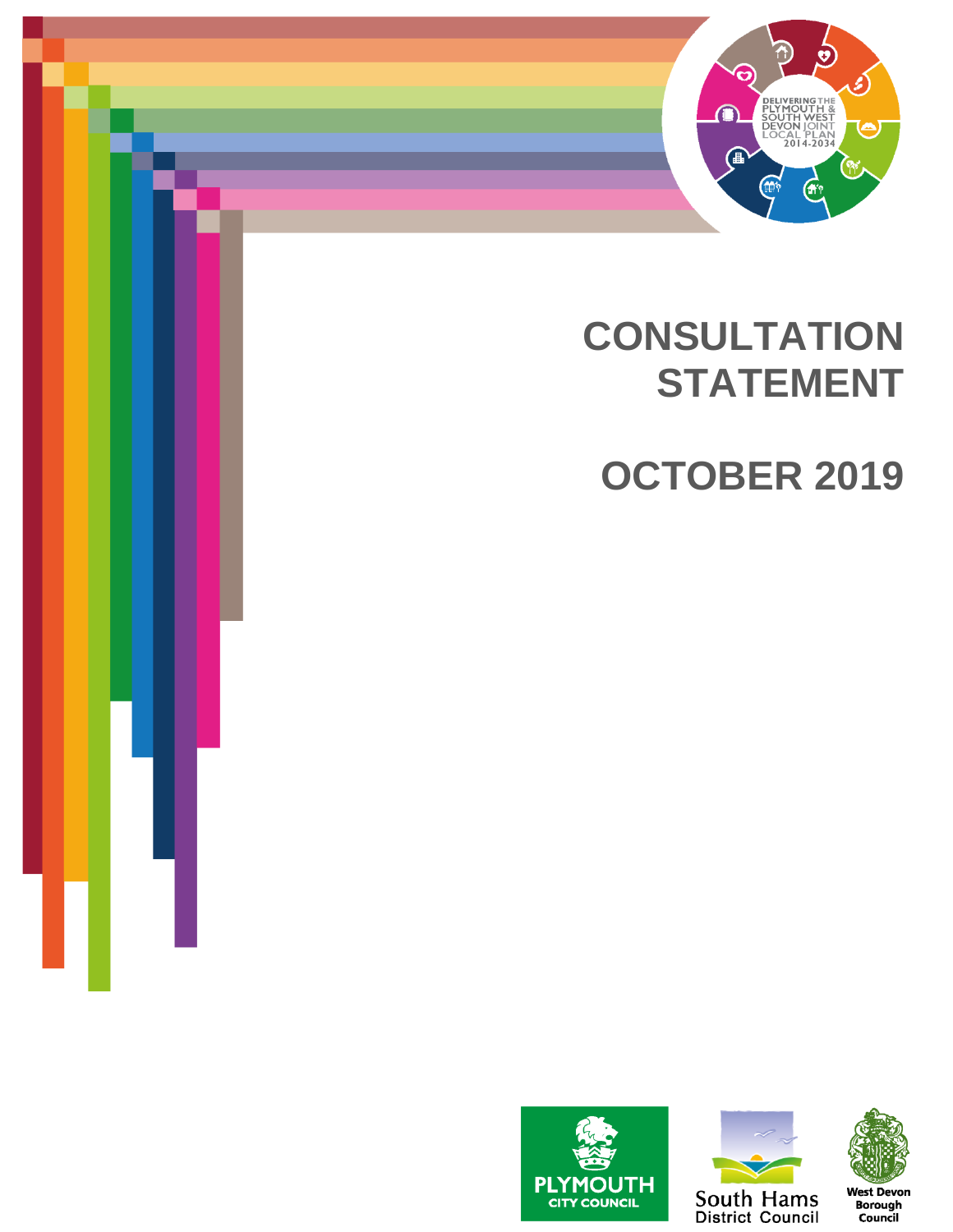DELIVERING THE PLYMOUTH & SOUTH WEST DEVON JOINT LOCAL PLAN 2014-2034

# CONSULTATION STATEMENT

# OCTOBER 2019

PLYMOUTH CITY COUNCIL

South Hams District Council

West Devon Borough Council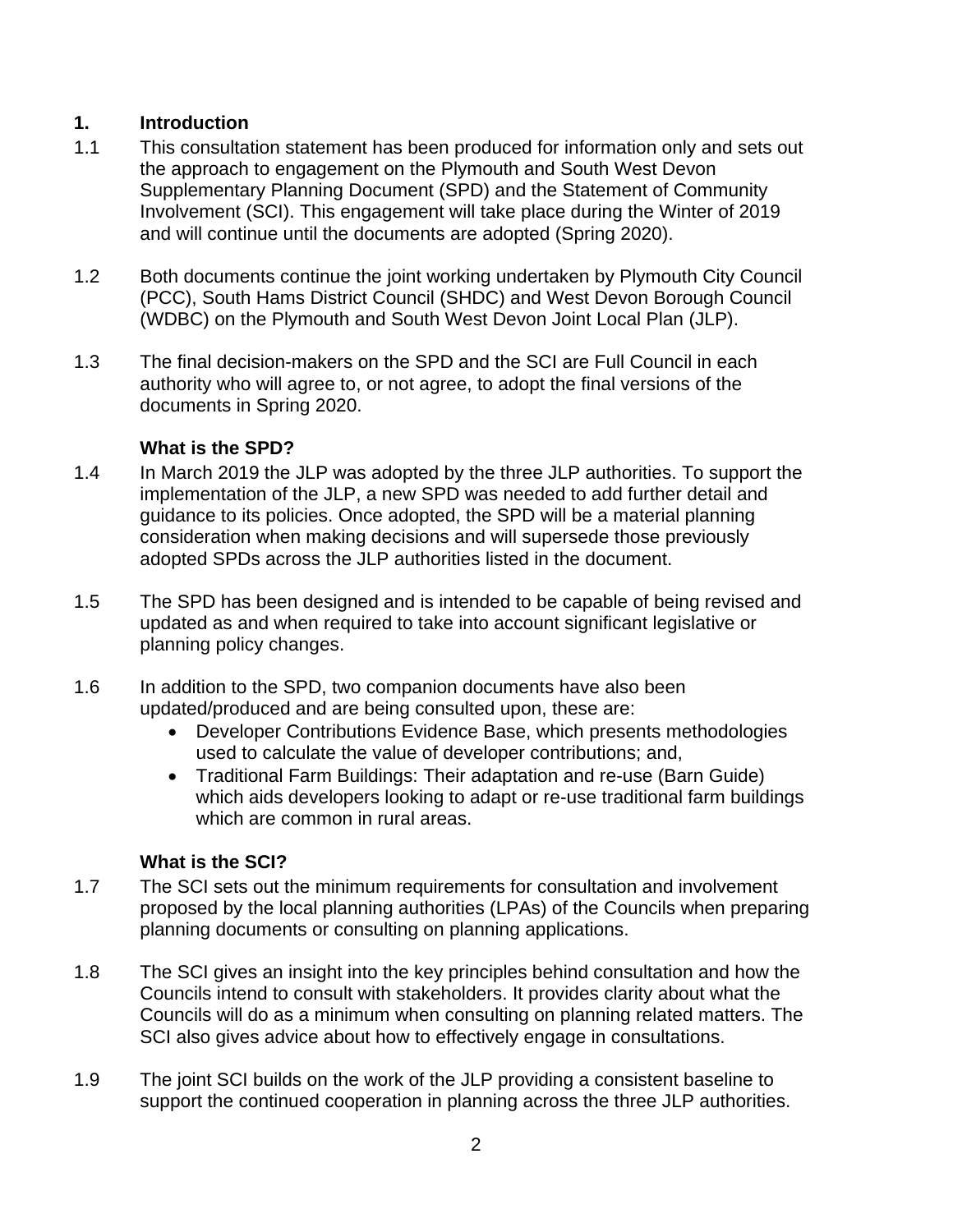## 1. Introduction

1.1 This consultation statement has been produced for information only and sets out the approach to engagement on the Plymouth and South West Devon Supplementary Planning Document (SPD) and the Statement of Community Involvement (SCI). This engagement will take place during the Winter of 2019 and will continue until the documents are adopted (Spring 2020).

1.2 Both documents continue the joint working undertaken by Plymouth City Council (PCC), South Hams District Council (SHDC) and West Devon Borough Council (WDBC) on the Plymouth and South West Devon Joint Local Plan (JLP).

1.3 The final decision-makers on the SPD and the SCI are Full Council in each authority who will agree to, or not agree, to adopt the final versions of the documents in Spring 2020.

### What is the SPD?

1.4 In March 2019 the JLP was adopted by the three JLP authorities. To support the implementation of the JLP, a new SPD was needed to add further detail and guidance to its policies. Once adopted, the SPD will be a material planning consideration when making decisions and will supersede those previously adopted SPDs across the JLP authorities listed in the document.

1.5 The SPD has been designed and is intended to be capable of being revised and updated as and when required to take into account significant legislative or planning policy changes.

1.6 In addition to the SPD, two companion documents have also been updated/produced and are being consulted upon, these are:

- Developer Contributions Evidence Base, which presents methodologies used to calculate the value of developer contributions; and,
- Traditional Farm Buildings: Their adaptation and re-use (Barn Guide) which aids developers looking to adapt or re-use traditional farm buildings which are common in rural areas.

### What is the SCI?

1.7 The SCI sets out the minimum requirements for consultation and involvement proposed by the local planning authorities (LPAs) of the Councils when preparing planning documents or consulting on planning applications.

1.8 The SCI gives an insight into the key principles behind consultation and how the Councils intend to consult with stakeholders. It provides clarity about what the Councils will do as a minimum when consulting on planning related matters. The SCI also gives advice about how to effectively engage in consultations.

1.9 The joint SCI builds on the work of the JLP providing a consistent baseline to support the continued cooperation in planning across the three JLP authorities.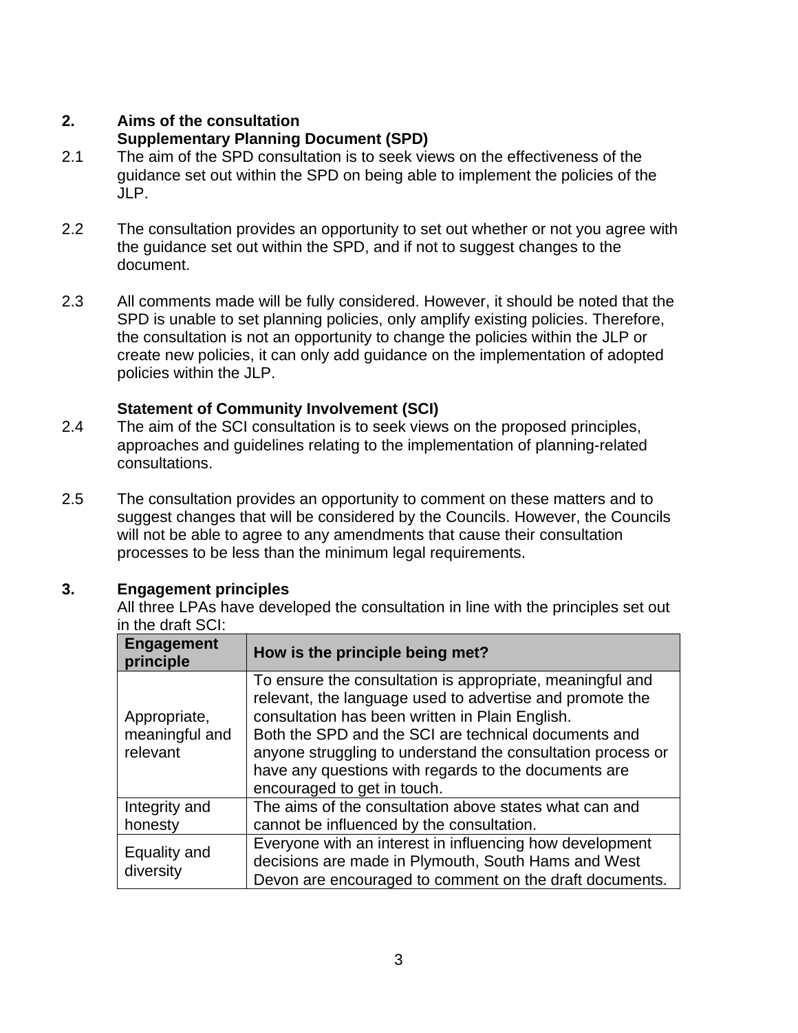## 2. Aims of the consultation

### Supplementary Planning Document (SPD)

2.1 The aim of the SPD consultation is to seek views on the effectiveness of the guidance set out within the SPD on being able to implement the policies of the JLP.

2.2 The consultation provides an opportunity to set out whether or not you agree with the guidance set out within the SPD, and if not to suggest changes to the document.

2.3 All comments made will be fully considered. However, it should be noted that the SPD is unable to set planning policies, only amplify existing policies. Therefore, the consultation is not an opportunity to change the policies within the JLP or create new policies, it can only add guidance on the implementation of adopted policies within the JLP.

### Statement of Community Involvement (SCI)

2.4 The aim of the SCI consultation is to seek views on the proposed principles, approaches and guidelines relating to the implementation of planning-related consultations.

2.5 The consultation provides an opportunity to comment on these matters and to suggest changes that will be considered by the Councils. However, the Councils will not be able to agree to any amendments that cause their consultation processes to be less than the minimum legal requirements.

## 3. Engagement principles

All three LPAs have developed the consultation in line with the principles set out in the draft SCI:

| Engagement principle | How is the principle being met? |
|---|---|
| Appropriate, meaningful and relevant | To ensure the consultation is appropriate, meaningful and relevant, the language used to advertise and promote the consultation has been written in Plain English.<br>Both the SPD and the SCI are technical documents and anyone struggling to understand the consultation process or have any questions with regards to the documents are encouraged to get in touch. |
| Integrity and honesty | The aims of the consultation above states what can and cannot be influenced by the consultation. |
| Equality and diversity | Everyone with an interest in influencing how development decisions are made in Plymouth, South Hams and West Devon are encouraged to comment on the draft documents. |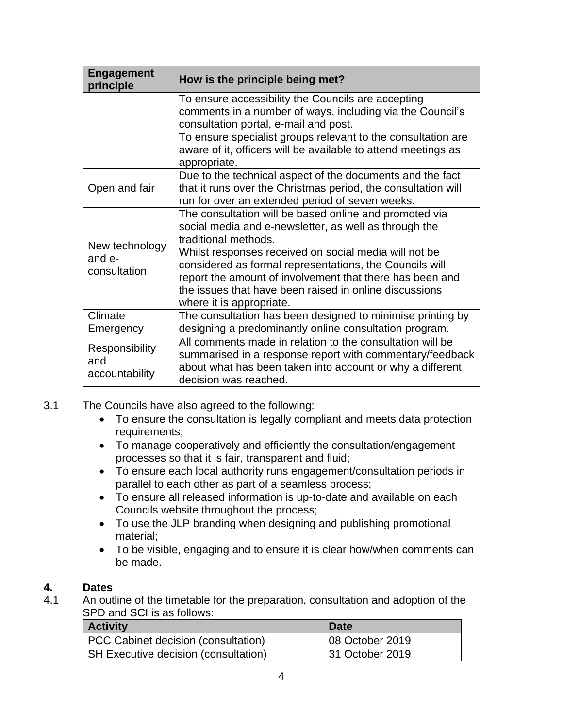| Engagement principle | How is the principle being met? |
|---|---|
| | To ensure accessibility the Councils are accepting comments in a number of ways, including via the Council's consultation portal, e-mail and post.<br>To ensure specialist groups relevant to the consultation are aware of it, officers will be available to attend meetings as appropriate. |
| Open and fair | Due to the technical aspect of the documents and the fact that it runs over the Christmas period, the consultation will run for over an extended period of seven weeks. |
| New technology and e-consultation | The consultation will be based online and promoted via social media and e-newsletter, as well as through the traditional methods.<br>Whilst responses received on social media will not be considered as formal representations, the Councils will report the amount of involvement that there has been and the issues that have been raised in online discussions where it is appropriate. |
| Climate Emergency | The consultation has been designed to minimise printing by designing a predominantly online consultation program. |
| Responsibility and accountability | All comments made in relation to the consultation will be summarised in a response report with commentary/feedback about what has been taken into account or why a different decision was reached. |

3.1 The Councils have also agreed to the following:

- To ensure the consultation is legally compliant and meets data protection requirements;
- To manage cooperatively and efficiently the consultation/engagement processes so that it is fair, transparent and fluid;
- To ensure each local authority runs engagement/consultation periods in parallel to each other as part of a seamless process;
- To ensure all released information is up-to-date and available on each Councils website throughout the process;
- To use the JLP branding when designing and publishing promotional material;
- To be visible, engaging and to ensure it is clear how/when comments can be made.

## 4. Dates

4.1 An outline of the timetable for the preparation, consultation and adoption of the SPD and SCI is as follows:

| Activity | Date |
|---|---|
| PCC Cabinet decision (consultation) | 08 October 2019 |
| SH Executive decision (consultation) | 31 October 2019 |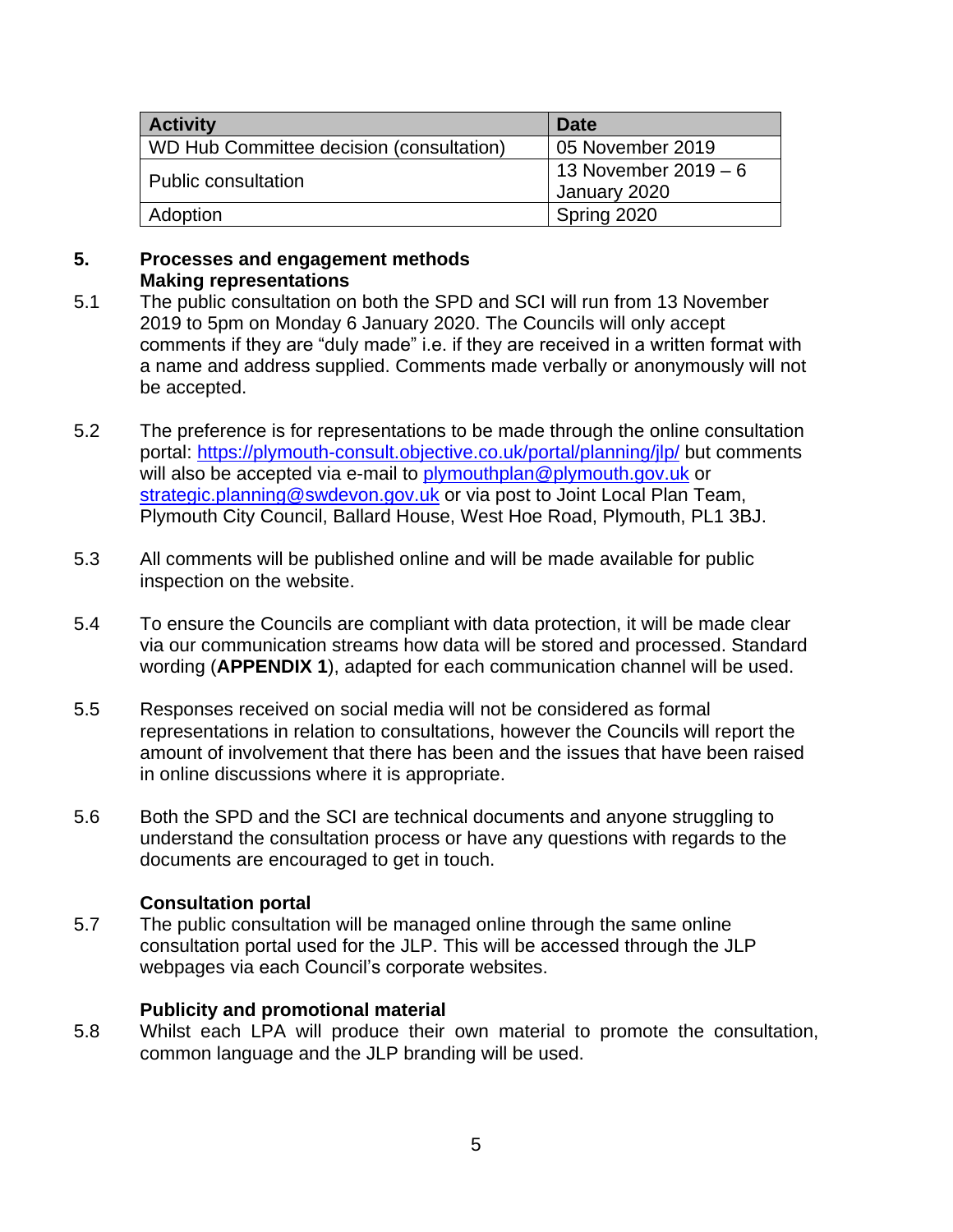| Activity | Date |
| --- | --- |
| WD Hub Committee decision (consultation) | 05 November 2019 |
| Public consultation | 13 November 2019 – 6 January 2020 |
| Adoption | Spring 2020 |

## 5. Processes and engagement methods

### Making representations

5.1 The public consultation on both the SPD and SCI will run from 13 November 2019 to 5pm on Monday 6 January 2020. The Councils will only accept comments if they are "duly made" i.e. if they are received in a written format with a name and address supplied. Comments made verbally or anonymously will not be accepted.

5.2 The preference is for representations to be made through the online consultation portal: https://plymouth-consult.objective.co.uk/portal/planning/jlp/ but comments will also be accepted via e-mail to plymouthplan@plymouth.gov.uk or strategic.planning@swdevon.gov.uk or via post to Joint Local Plan Team, Plymouth City Council, Ballard House, West Hoe Road, Plymouth, PL1 3BJ.

5.3 All comments will be published online and will be made available for public inspection on the website.

5.4 To ensure the Councils are compliant with data protection, it will be made clear via our communication streams how data will be stored and processed. Standard wording (**APPENDIX 1**), adapted for each communication channel will be used.

5.5 Responses received on social media will not be considered as formal representations in relation to consultations, however the Councils will report the amount of involvement that there has been and the issues that have been raised in online discussions where it is appropriate.

5.6 Both the SPD and the SCI are technical documents and anyone struggling to understand the consultation process or have any questions with regards to the documents are encouraged to get in touch.

### Consultation portal

5.7 The public consultation will be managed online through the same online consultation portal used for the JLP. This will be accessed through the JLP webpages via each Council's corporate websites.

### Publicity and promotional material

5.8 Whilst each LPA will produce their own material to promote the consultation, common language and the JLP branding will be used.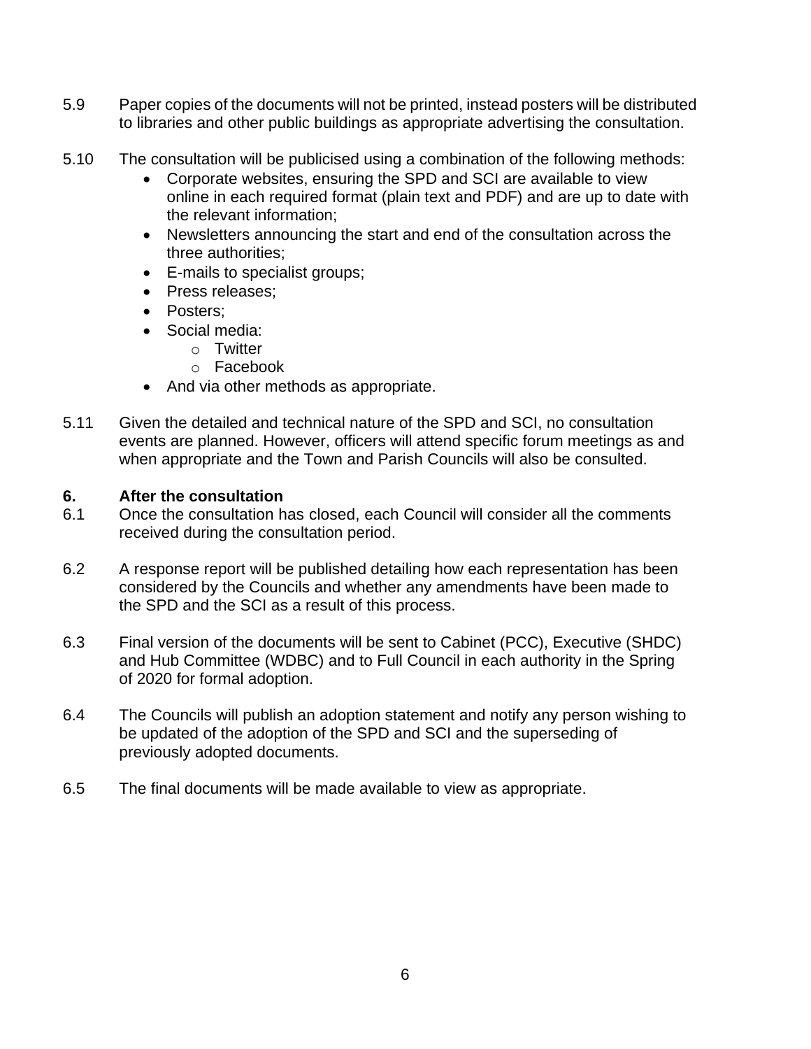5.9 Paper copies of the documents will not be printed, instead posters will be distributed to libraries and other public buildings as appropriate advertising the consultation.

5.10 The consultation will be publicised using a combination of the following methods:

- Corporate websites, ensuring the SPD and SCI are available to view online in each required format (plain text and PDF) and are up to date with the relevant information;
- Newsletters announcing the start and end of the consultation across the three authorities;
- E-mails to specialist groups;
- Press releases;
- Posters;
- Social media:
  - Twitter
  - Facebook
- And via other methods as appropriate.

5.11 Given the detailed and technical nature of the SPD and SCI, no consultation events are planned. However, officers will attend specific forum meetings as and when appropriate and the Town and Parish Councils will also be consulted.

## 6. After the consultation

6.1 Once the consultation has closed, each Council will consider all the comments received during the consultation period.

6.2 A response report will be published detailing how each representation has been considered by the Councils and whether any amendments have been made to the SPD and the SCI as a result of this process.

6.3 Final version of the documents will be sent to Cabinet (PCC), Executive (SHDC) and Hub Committee (WDBC) and to Full Council in each authority in the Spring of 2020 for formal adoption.

6.4 The Councils will publish an adoption statement and notify any person wishing to be updated of the adoption of the SPD and SCI and the superseding of previously adopted documents.

6.5 The final documents will be made available to view as appropriate.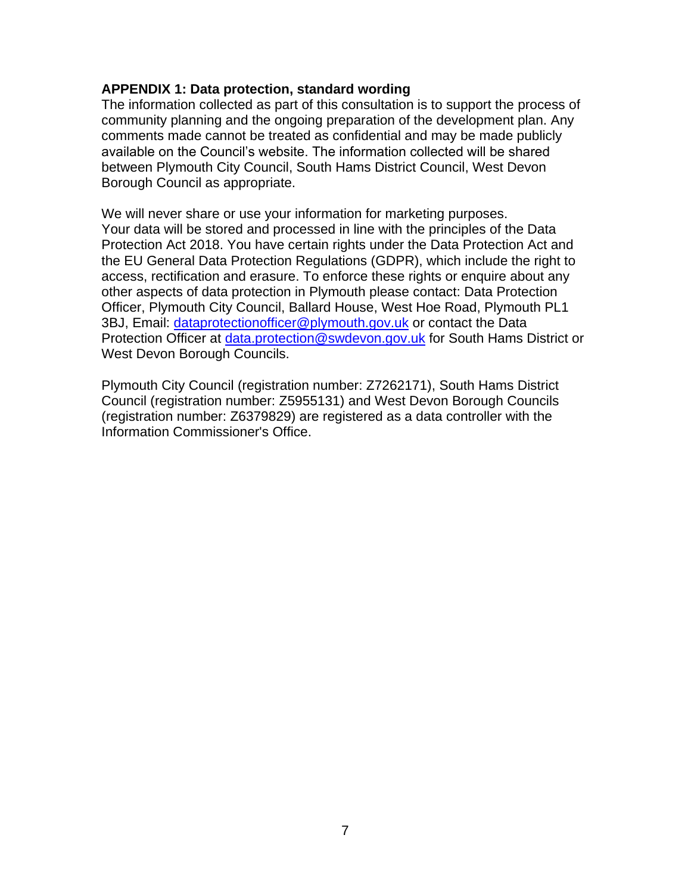**APPENDIX 1: Data protection, standard wording**

The information collected as part of this consultation is to support the process of community planning and the ongoing preparation of the development plan. Any comments made cannot be treated as confidential and may be made publicly available on the Council's website. The information collected will be shared between Plymouth City Council, South Hams District Council, West Devon Borough Council as appropriate.

We will never share or use your information for marketing purposes. Your data will be stored and processed in line with the principles of the Data Protection Act 2018. You have certain rights under the Data Protection Act and the EU General Data Protection Regulations (GDPR), which include the right to access, rectification and erasure. To enforce these rights or enquire about any other aspects of data protection in Plymouth please contact: Data Protection Officer, Plymouth City Council, Ballard House, West Hoe Road, Plymouth PL1 3BJ, Email: dataprotectionofficer@plymouth.gov.uk or contact the Data Protection Officer at data.protection@swdevon.gov.uk for South Hams District or West Devon Borough Councils.

Plymouth City Council (registration number: Z7262171), South Hams District Council (registration number: Z5955131) and West Devon Borough Councils (registration number: Z6379829) are registered as a data controller with the Information Commissioner's Office.